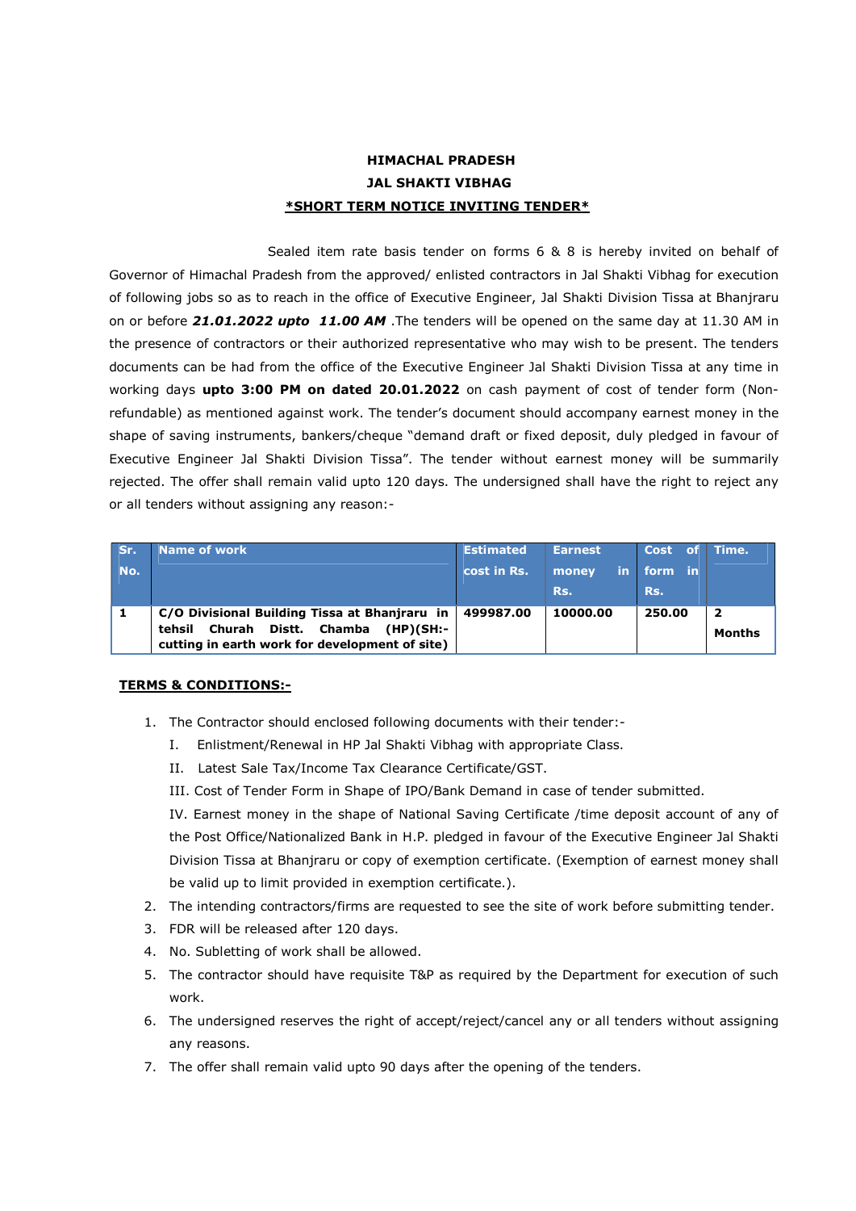**HIMACHAL PRADESH**

**JAL SHAKTI VIBHAG**

**\*SHORT TERM NOTICE INVITING TENDER\***

Sealed item rate basis tender on forms 6 & 8 is hereby invited on behalf of Governor of Himachal Pradesh from the approved/ enlisted contractors in Jal Shakti Vibhag for execution of following jobs so as to reach in the office of Executive Engineer, Jal Shakti Division Tissa at Bhanjraru on or before ***21.01.2022 upto 11.00 AM*** .The tenders will be opened on the same day at 11.30 AM in the presence of contractors or their authorized representative who may wish to be present. The tenders documents can be had from the office of the Executive Engineer Jal Shakti Division Tissa at any time in working days **upto 3:00 PM on dated 20.01.2022** on cash payment of cost of tender form (Non-refundable) as mentioned against work. The tender's document should accompany earnest money in the shape of saving instruments, bankers/cheque "demand draft or fixed deposit, duly pledged in favour of Executive Engineer Jal Shakti Division Tissa". The tender without earnest money will be summarily rejected. The offer shall remain valid upto 120 days. The undersigned shall have the right to reject any or all tenders without assigning any reason:-

| Sr. No. | Name of work | Estimated cost in Rs. | Earnest money in Rs. | Cost of form in Rs. | Time. |
|---|---|---|---|---|---|
| **1** | **C/O Divisional Building Tissa at Bhanjraru in tehsil Churah Distt. Chamba (HP)(SH:- cutting in earth work for development of site)** | **499987.00** | **10000.00** | **250.00** | **2 Months** |

**TERMS & CONDITIONS:-**

1. The Contractor should enclosed following documents with their tender:-
   I. Enlistment/Renewal in HP Jal Shakti Vibhag with appropriate Class.
   II. Latest Sale Tax/Income Tax Clearance Certificate/GST.
   III. Cost of Tender Form in Shape of IPO/Bank Demand in case of tender submitted.
   IV. Earnest money in the shape of National Saving Certificate /time deposit account of any of the Post Office/Nationalized Bank in H.P. pledged in favour of the Executive Engineer Jal Shakti Division Tissa at Bhanjraru or copy of exemption certificate. (Exemption of earnest money shall be valid up to limit provided in exemption certificate.).
2. The intending contractors/firms are requested to see the site of work before submitting tender.
3. FDR will be released after 120 days.
4. No. Subletting of work shall be allowed.
5. The contractor should have requisite T&P as required by the Department for execution of such work.
6. The undersigned reserves the right of accept/reject/cancel any or all tenders without assigning any reasons.
7. The offer shall remain valid upto 90 days after the opening of the tenders.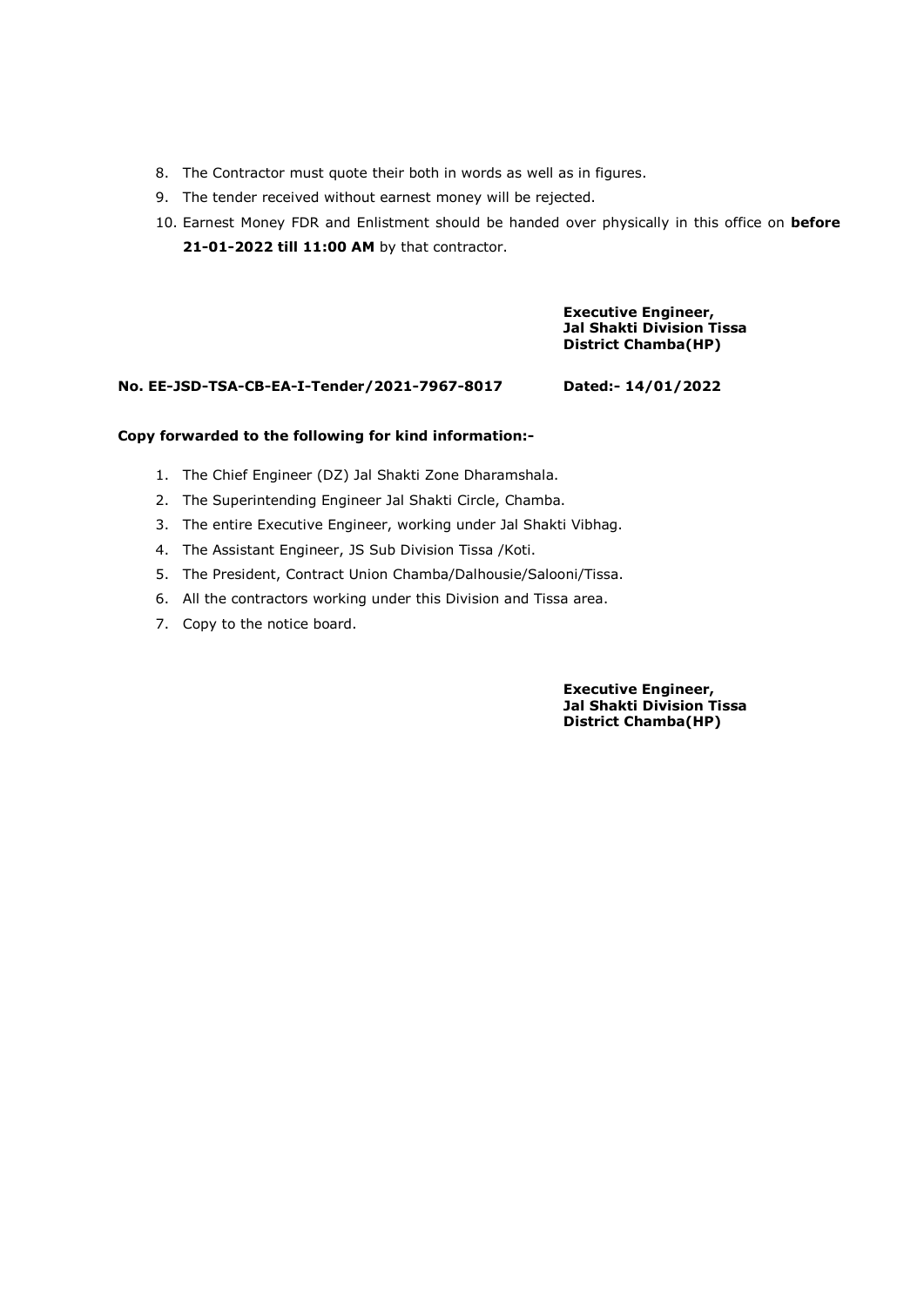8. The Contractor must quote their both in words as well as in figures.
9. The tender received without earnest money will be rejected.
10. Earnest Money FDR and Enlistment should be handed over physically in this office on **before 21-01-2022 till 11:00 AM** by that contractor.

**Executive Engineer,**
**Jal Shakti Division Tissa**
**District Chamba(HP)**

**No. EE-JSD-TSA-CB-EA-I-Tender/2021-7967-8017** **Dated:- 14/01/2022**

**Copy forwarded to the following for kind information:-**

1. The Chief Engineer (DZ) Jal Shakti Zone Dharamshala.
2. The Superintending Engineer Jal Shakti Circle, Chamba.
3. The entire Executive Engineer, working under Jal Shakti Vibhag.
4. The Assistant Engineer, JS Sub Division Tissa /Koti.
5. The President, Contract Union Chamba/Dalhousie/Salooni/Tissa.
6. All the contractors working under this Division and Tissa area.
7. Copy to the notice board.

**Executive Engineer,**
**Jal Shakti Division Tissa**
**District Chamba(HP)**